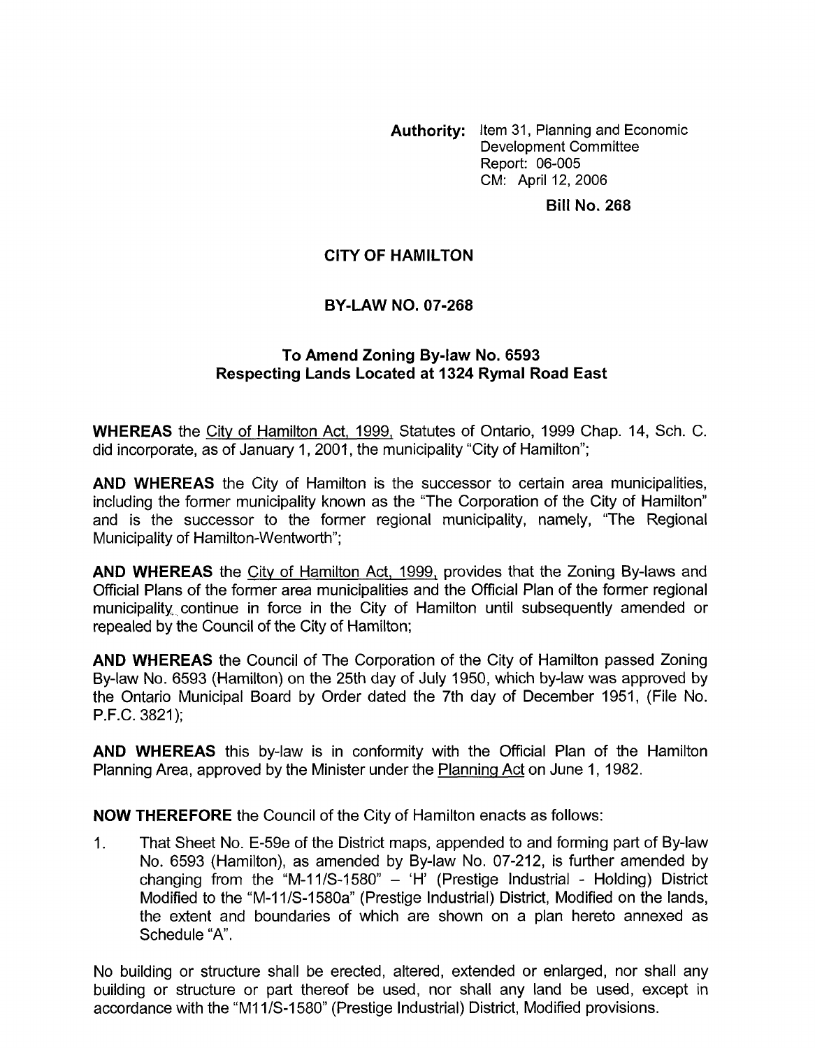**Authority:** Item 31, Planning and Economic Development Committee
Report: 06-005
CM: April 12, 2006

**Bill No. 268**

## CITY OF HAMILTON

## BY-LAW NO. 07-268

### To Amend Zoning By-law No. 6593 Respecting Lands Located at 1324 Rymal Road East

**WHEREAS** the City of Hamilton Act, 1999, Statutes of Ontario, 1999 Chap. 14, Sch. C. did incorporate, as of January 1, 2001, the municipality "City of Hamilton";

**AND WHEREAS** the City of Hamilton is the successor to certain area municipalities, including the former municipality known as the "The Corporation of the City of Hamilton" and is the successor to the former regional municipality, namely, "The Regional Municipality of Hamilton-Wentworth";

**AND WHEREAS** the City of Hamilton Act, 1999, provides that the Zoning By-laws and Official Plans of the former area municipalities and the Official Plan of the former regional municipality continue in force in the City of Hamilton until subsequently amended or repealed by the Council of the City of Hamilton;

**AND WHEREAS** the Council of The Corporation of the City of Hamilton passed Zoning By-law No. 6593 (Hamilton) on the 25th day of July 1950, which by-law was approved by the Ontario Municipal Board by Order dated the 7th day of December 1951, (File No. P.F.C. 3821);

**AND WHEREAS** this by-law is in conformity with the Official Plan of the Hamilton Planning Area, approved by the Minister under the Planning Act on June 1, 1982.

**NOW THEREFORE** the Council of the City of Hamilton enacts as follows:

1. That Sheet No. E-59e of the District maps, appended to and forming part of By-law No. 6593 (Hamilton), as amended by By-law No. 07-212, is further amended by changing from the "M-11/S-1580" – 'H' (Prestige Industrial - Holding) District Modified to the "M-11/S-1580a" (Prestige Industrial) District, Modified on the lands, the extent and boundaries of which are shown on a plan hereto annexed as Schedule "A".

No building or structure shall be erected, altered, extended or enlarged, nor shall any building or structure or part thereof be used, nor shall any land be used, except in accordance with the "M11/S-1580" (Prestige Industrial) District, Modified provisions.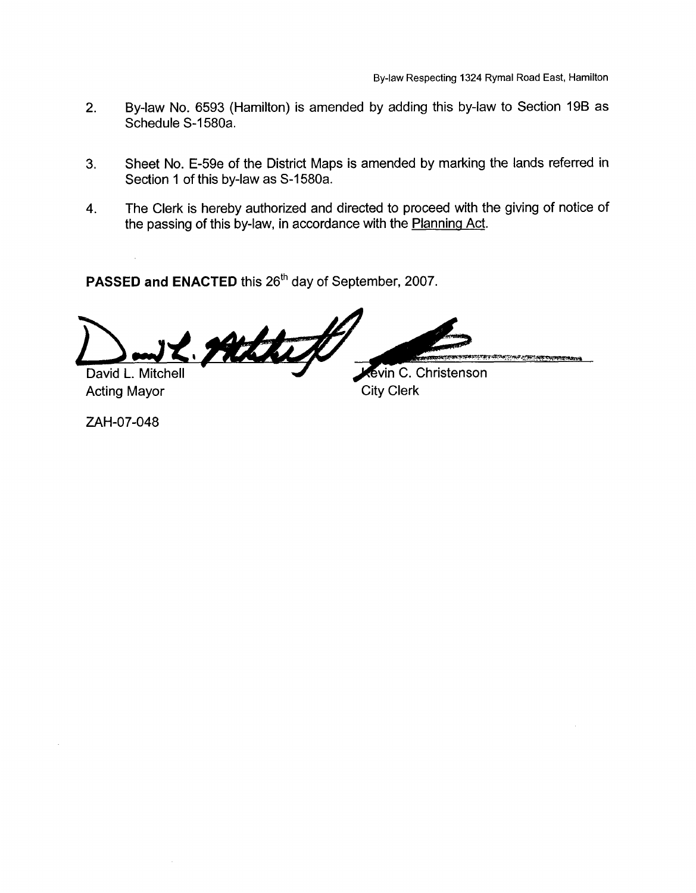2. By-law No. 6593 (Hamilton) is amended by adding this by-law to Section 19B as Schedule S-1580a.

3. Sheet No. E-59e of the District Maps is amended by marking the lands referred in Section 1 of this by-law as S-1580a.

4. The Clerk is hereby authorized and directed to proceed with the giving of notice of the passing of this by-law, in accordance with the Planning Act.

**PASSED and ENACTED** this 26th day of September, 2007.

David L. Mitchell
Acting Mayor

Kevin C. Christenson
City Clerk

ZAH-07-048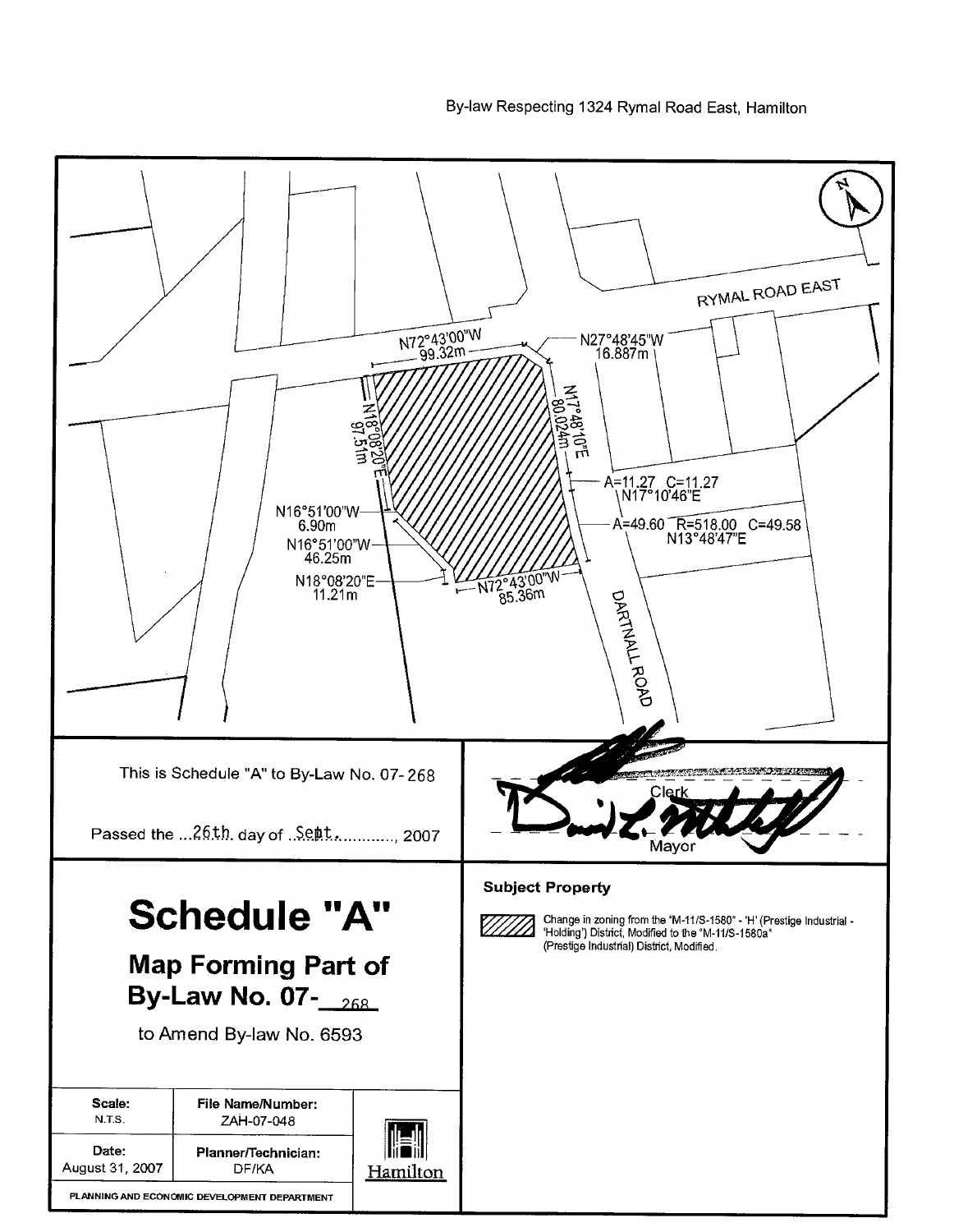By-law Respecting 1324 Rymal Road East, Hamilton

RYMAL ROAD EAST

N72°43'00"W
99.32m

N27°48'45"W
16.887m

N18°08'20"E
97.51m

N17°48'10"E
80.024m

A=11.27 C=11.27
N17°10'46"E

A=49.60 R=518.00 C=49.58
N13°48'47"E

N16°51'00"W
6.90m

N16°51'00"W
46.25m

N18°08'20"E
11.21m

N72°43'00"W
85.36m

DARTNALL ROAD

This is Schedule "A" to By-Law No. 07- 268

Passed the ...26th. day of ..Sept............, 2007

Clerk

Mayor

# Schedule "A"

## Map Forming Part of By-Law No. 07- 268

to Amend By-law No. 6593

**Subject Property**

Change in zoning from the "M-11/S-1580" - 'H' (Prestige Industrial - 'Holding') District, Modified to the "M-11/S-1580a" (Prestige Industrial) District, Modified.

| | | |
|---|---|---|
| **Scale:** N.T.S. | **File Name/Number:** ZAH-07-048 | Hamilton |
| **Date:** August 31, 2007 | **Planner/Technician:** DF/KA | |

PLANNING AND ECONOMIC DEVELOPMENT DEPARTMENT